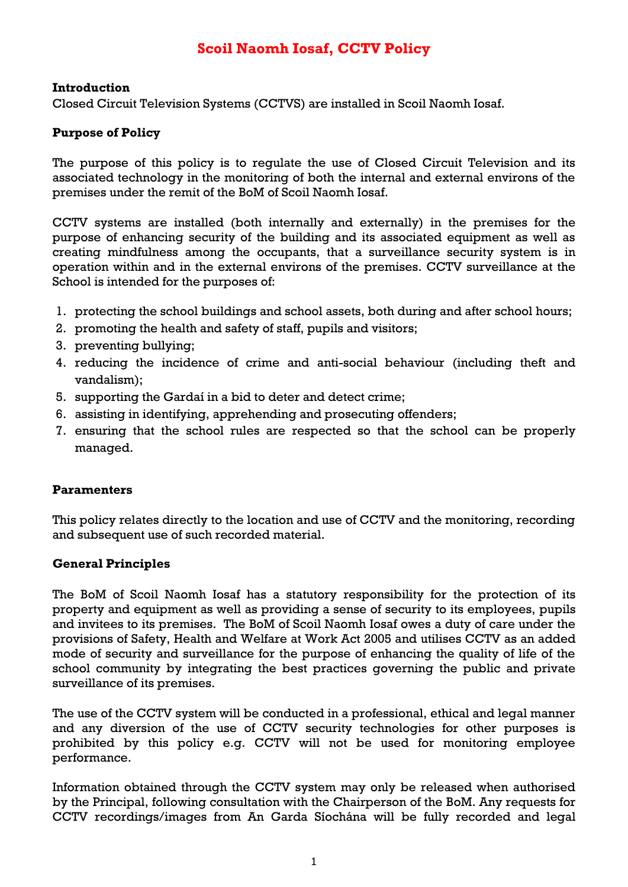# Scoil Naomh Iosaf, CCTV Policy

**Introduction**

Closed Circuit Television Systems (CCTVS) are installed in Scoil Naomh Iosaf.

**Purpose of Policy**

The purpose of this policy is to regulate the use of Closed Circuit Television and its associated technology in the monitoring of both the internal and external environs of the premises under the remit of the BoM of Scoil Naomh Iosaf.

CCTV systems are installed (both internally and externally) in the premises for the purpose of enhancing security of the building and its associated equipment as well as creating mindfulness among the occupants, that a surveillance security system is in operation within and in the external environs of the premises. CCTV surveillance at the School is intended for the purposes of:

1. protecting the school buildings and school assets, both during and after school hours;
2. promoting the health and safety of staff, pupils and visitors;
3. preventing bullying;
4. reducing the incidence of crime and anti-social behaviour (including theft and vandalism);
5. supporting the Gardaí in a bid to deter and detect crime;
6. assisting in identifying, apprehending and prosecuting offenders;
7. ensuring that the school rules are respected so that the school can be properly managed.

**Paramenters**

This policy relates directly to the location and use of CCTV and the monitoring, recording and subsequent use of such recorded material.

**General Principles**

The BoM of Scoil Naomh Iosaf has a statutory responsibility for the protection of its property and equipment as well as providing a sense of security to its employees, pupils and invitees to its premises. The BoM of Scoil Naomh Iosaf owes a duty of care under the provisions of Safety, Health and Welfare at Work Act 2005 and utilises CCTV as an added mode of security and surveillance for the purpose of enhancing the quality of life of the school community by integrating the best practices governing the public and private surveillance of its premises.

The use of the CCTV system will be conducted in a professional, ethical and legal manner and any diversion of the use of CCTV security technologies for other purposes is prohibited by this policy e.g. CCTV will not be used for monitoring employee performance.

Information obtained through the CCTV system may only be released when authorised by the Principal, following consultation with the Chairperson of the BoM. Any requests for CCTV recordings/images from An Garda Síochána will be fully recorded and legal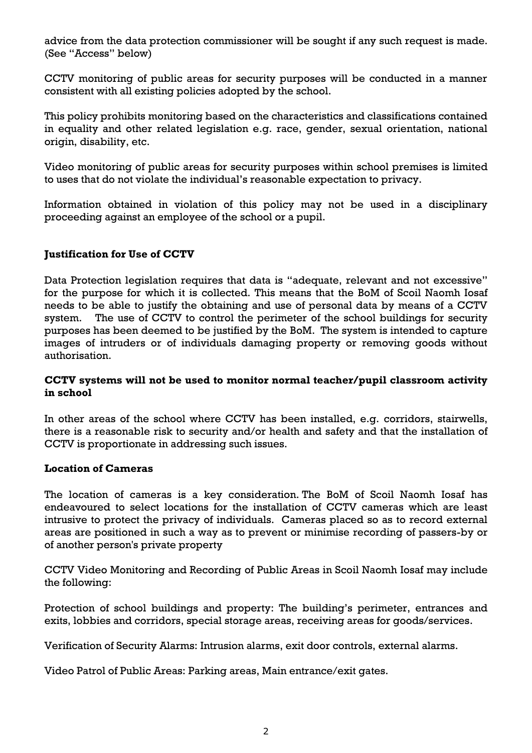advice from the data protection commissioner will be sought if any such request is made. (See "Access" below)

CCTV monitoring of public areas for security purposes will be conducted in a manner consistent with all existing policies adopted by the school.

This policy prohibits monitoring based on the characteristics and classifications contained in equality and other related legislation e.g. race, gender, sexual orientation, national origin, disability, etc.

Video monitoring of public areas for security purposes within school premises is limited to uses that do not violate the individual's reasonable expectation to privacy.

Information obtained in violation of this policy may not be used in a disciplinary proceeding against an employee of the school or a pupil.

**Justification for Use of CCTV**

Data Protection legislation requires that data is "adequate, relevant and not excessive" for the purpose for which it is collected. This means that the BoM of Scoil Naomh Iosaf needs to be able to justify the obtaining and use of personal data by means of a CCTV system. The use of CCTV to control the perimeter of the school buildings for security purposes has been deemed to be justified by the BoM. The system is intended to capture images of intruders or of individuals damaging property or removing goods without authorisation.

**CCTV systems will not be used to monitor normal teacher/pupil classroom activity in school**

In other areas of the school where CCTV has been installed, e.g. corridors, stairwells, there is a reasonable risk to security and/or health and safety and that the installation of CCTV is proportionate in addressing such issues.

**Location of Cameras**

The location of cameras is a key consideration. The BoM of Scoil Naomh Iosaf has endeavoured to select locations for the installation of CCTV cameras which are least intrusive to protect the privacy of individuals. Cameras placed so as to record external areas are positioned in such a way as to prevent or minimise recording of passers-by or of another person's private property

CCTV Video Monitoring and Recording of Public Areas in Scoil Naomh Iosaf may include the following:

Protection of school buildings and property: The building's perimeter, entrances and exits, lobbies and corridors, special storage areas, receiving areas for goods/services.

Verification of Security Alarms: Intrusion alarms, exit door controls, external alarms.

Video Patrol of Public Areas: Parking areas, Main entrance/exit gates.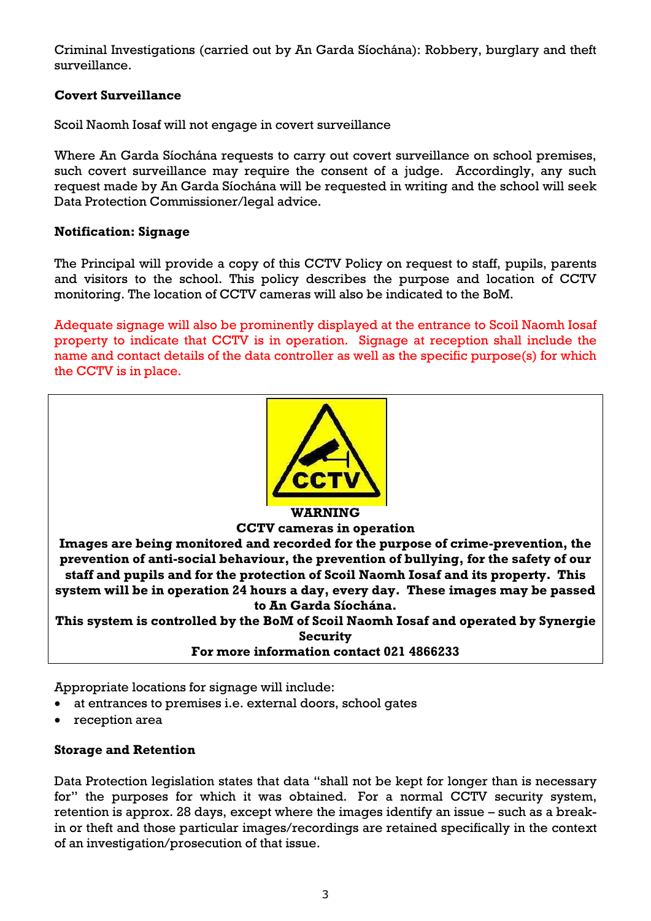Criminal Investigations (carried out by An Garda Síochána): Robbery, burglary and theft surveillance.

**Covert Surveillance**

Scoil Naomh Iosaf will not engage in covert surveillance

Where An Garda Síochána requests to carry out covert surveillance on school premises, such covert surveillance may require the consent of a judge. Accordingly, any such request made by An Garda Síochána will be requested in writing and the school will seek Data Protection Commissioner/legal advice.

**Notification: Signage**

The Principal will provide a copy of this CCTV Policy on request to staff, pupils, parents and visitors to the school. This policy describes the purpose and location of CCTV monitoring. The location of CCTV cameras will also be indicated to the BoM.

Adequate signage will also be prominently displayed at the entrance to Scoil Naomh Iosaf property to indicate that CCTV is in operation. Signage at reception shall include the name and contact details of the data controller as well as the specific purpose(s) for which the CCTV is in place.

**CCTV**

**WARNING**
**CCTV cameras in operation**
**Images are being monitored and recorded for the purpose of crime-prevention, the prevention of anti-social behaviour, the prevention of bullying, for the safety of our staff and pupils and for the protection of Scoil Naomh Iosaf and its property. This system will be in operation 24 hours a day, every day. These images may be passed to An Garda Síochána.**
**This system is controlled by the BoM of Scoil Naomh Iosaf and operated by Synergie Security**
**For more information contact 021 4866233**

Appropriate locations for signage will include:

- at entrances to premises i.e. external doors, school gates
- reception area

**Storage and Retention**

Data Protection legislation states that data "shall not be kept for longer than is necessary for" the purposes for which it was obtained. For a normal CCTV security system, retention is approx. 28 days, except where the images identify an issue – such as a break-in or theft and those particular images/recordings are retained specifically in the context of an investigation/prosecution of that issue.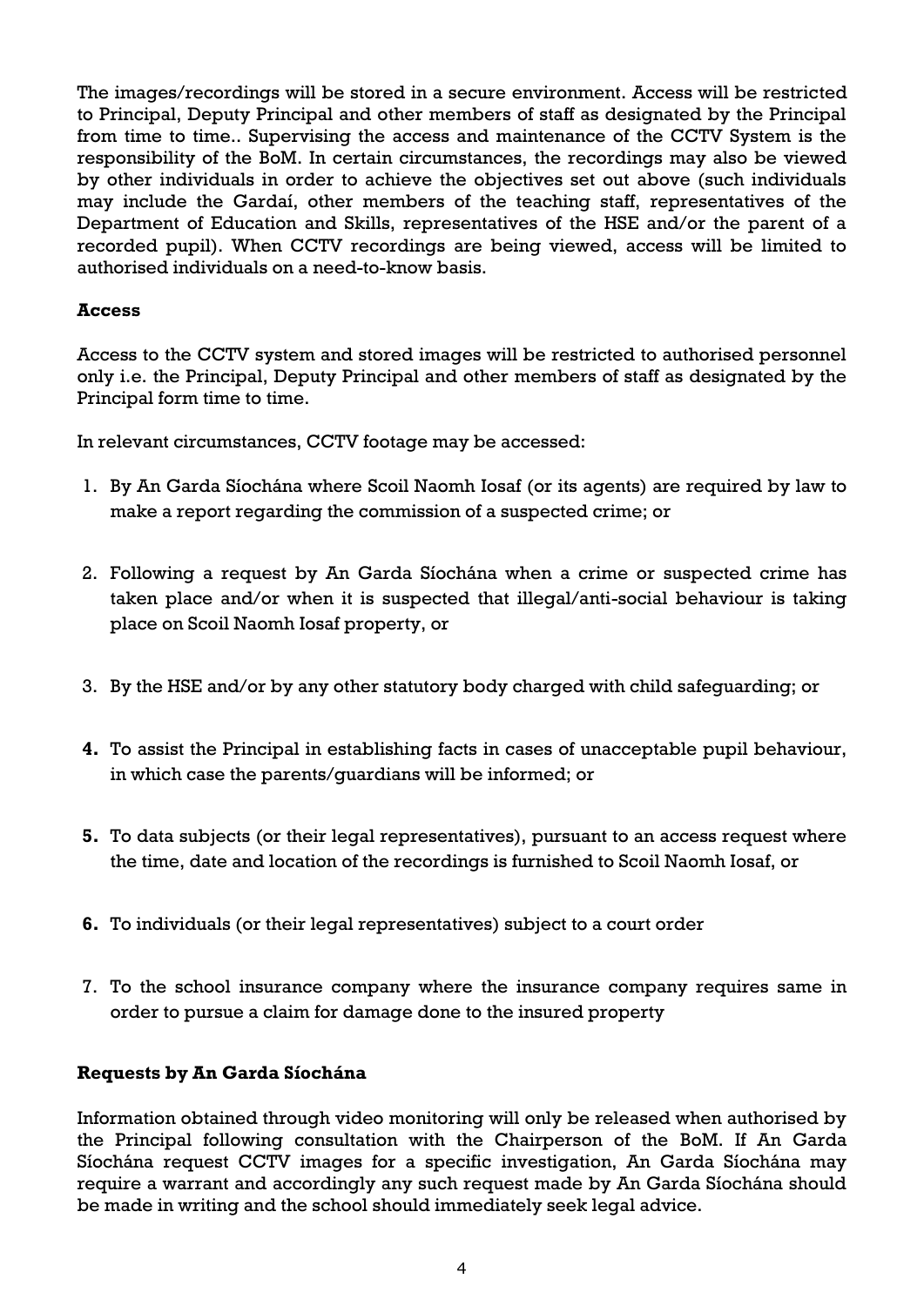The images/recordings will be stored in a secure environment. Access will be restricted to Principal, Deputy Principal and other members of staff as designated by the Principal from time to time.. Supervising the access and maintenance of the CCTV System is the responsibility of the BoM. In certain circumstances, the recordings may also be viewed by other individuals in order to achieve the objectives set out above (such individuals may include the Gardaí, other members of the teaching staff, representatives of the Department of Education and Skills, representatives of the HSE and/or the parent of a recorded pupil). When CCTV recordings are being viewed, access will be limited to authorised individuals on a need-to-know basis.

**Access**

Access to the CCTV system and stored images will be restricted to authorised personnel only i.e. the Principal, Deputy Principal and other members of staff as designated by the Principal form time to time.

In relevant circumstances, CCTV footage may be accessed:

1. By An Garda Síochána where Scoil Naomh Iosaf (or its agents) are required by law to make a report regarding the commission of a suspected crime; or
2. Following a request by An Garda Síochána when a crime or suspected crime has taken place and/or when it is suspected that illegal/anti-social behaviour is taking place on Scoil Naomh Iosaf property, or
3. By the HSE and/or by any other statutory body charged with child safeguarding; or
4. To assist the Principal in establishing facts in cases of unacceptable pupil behaviour, in which case the parents/guardians will be informed; or
5. To data subjects (or their legal representatives), pursuant to an access request where the time, date and location of the recordings is furnished to Scoil Naomh Iosaf, or
6. To individuals (or their legal representatives) subject to a court order
7. To the school insurance company where the insurance company requires same in order to pursue a claim for damage done to the insured property

**Requests by An Garda Síochána**

Information obtained through video monitoring will only be released when authorised by the Principal following consultation with the Chairperson of the BoM. If An Garda Síochána request CCTV images for a specific investigation, An Garda Síochána may require a warrant and accordingly any such request made by An Garda Síochána should be made in writing and the school should immediately seek legal advice.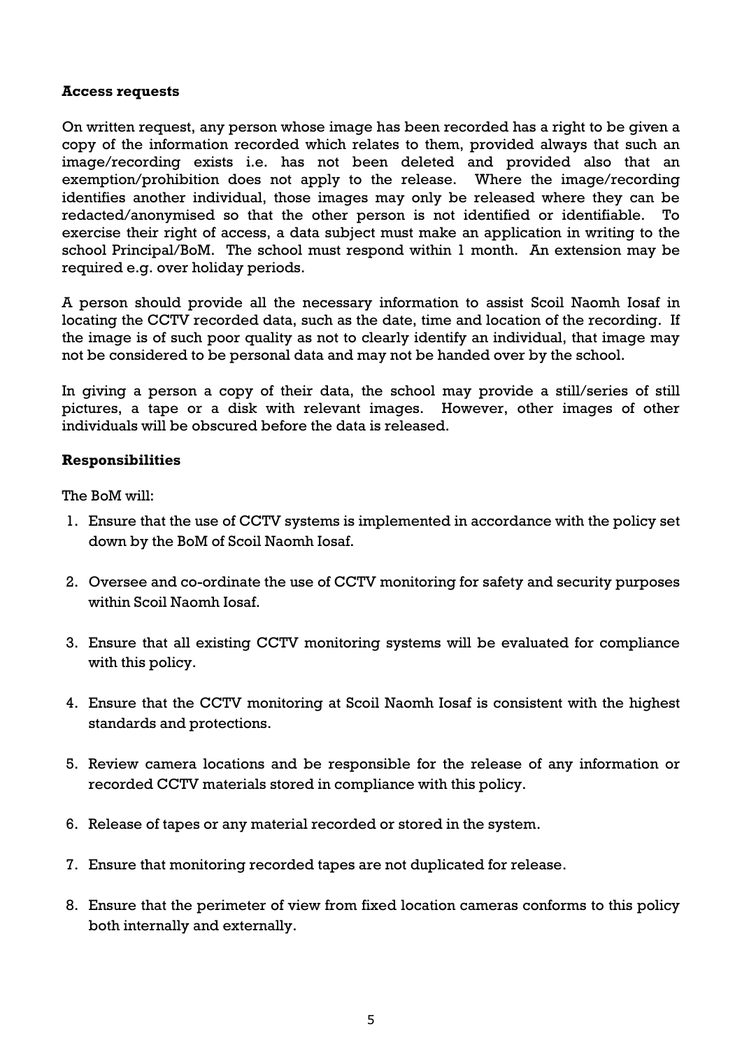**Access requests**

On written request, any person whose image has been recorded has a right to be given a copy of the information recorded which relates to them, provided always that such an image/recording exists i.e. has not been deleted and provided also that an exemption/prohibition does not apply to the release. Where the image/recording identifies another individual, those images may only be released where they can be redacted/anonymised so that the other person is not identified or identifiable. To exercise their right of access, a data subject must make an application in writing to the school Principal/BoM. The school must respond within 1 month. An extension may be required e.g. over holiday periods.

A person should provide all the necessary information to assist Scoil Naomh Iosaf in locating the CCTV recorded data, such as the date, time and location of the recording. If the image is of such poor quality as not to clearly identify an individual, that image may not be considered to be personal data and may not be handed over by the school.

In giving a person a copy of their data, the school may provide a still/series of still pictures, a tape or a disk with relevant images. However, other images of other individuals will be obscured before the data is released.

**Responsibilities**

The BoM will:

1. Ensure that the use of CCTV systems is implemented in accordance with the policy set down by the BoM of Scoil Naomh Iosaf.

2. Oversee and co-ordinate the use of CCTV monitoring for safety and security purposes within Scoil Naomh Iosaf.

3. Ensure that all existing CCTV monitoring systems will be evaluated for compliance with this policy.

4. Ensure that the CCTV monitoring at Scoil Naomh Iosaf is consistent with the highest standards and protections.

5. Review camera locations and be responsible for the release of any information or recorded CCTV materials stored in compliance with this policy.

6. Release of tapes or any material recorded or stored in the system.

7. Ensure that monitoring recorded tapes are not duplicated for release.

8. Ensure that the perimeter of view from fixed location cameras conforms to this policy both internally and externally.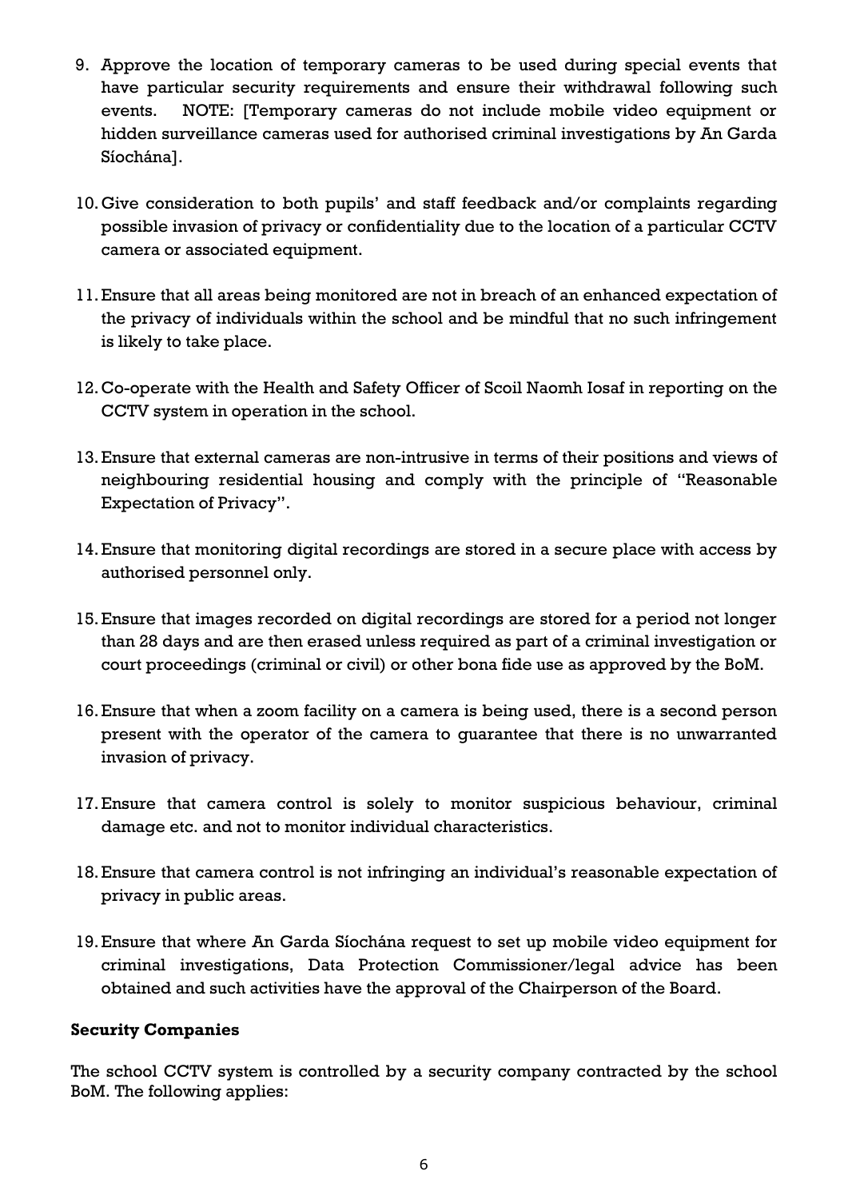9. Approve the location of temporary cameras to be used during special events that have particular security requirements and ensure their withdrawal following such events. NOTE: [Temporary cameras do not include mobile video equipment or hidden surveillance cameras used for authorised criminal investigations by An Garda Síochána].

10. Give consideration to both pupils' and staff feedback and/or complaints regarding possible invasion of privacy or confidentiality due to the location of a particular CCTV camera or associated equipment.

11. Ensure that all areas being monitored are not in breach of an enhanced expectation of the privacy of individuals within the school and be mindful that no such infringement is likely to take place.

12. Co-operate with the Health and Safety Officer of Scoil Naomh Iosaf in reporting on the CCTV system in operation in the school.

13. Ensure that external cameras are non-intrusive in terms of their positions and views of neighbouring residential housing and comply with the principle of "Reasonable Expectation of Privacy".

14. Ensure that monitoring digital recordings are stored in a secure place with access by authorised personnel only.

15. Ensure that images recorded on digital recordings are stored for a period not longer than 28 days and are then erased unless required as part of a criminal investigation or court proceedings (criminal or civil) or other bona fide use as approved by the BoM.

16. Ensure that when a zoom facility on a camera is being used, there is a second person present with the operator of the camera to guarantee that there is no unwarranted invasion of privacy.

17. Ensure that camera control is solely to monitor suspicious behaviour, criminal damage etc. and not to monitor individual characteristics.

18. Ensure that camera control is not infringing an individual's reasonable expectation of privacy in public areas.

19. Ensure that where An Garda Síochána request to set up mobile video equipment for criminal investigations, Data Protection Commissioner/legal advice has been obtained and such activities have the approval of the Chairperson of the Board.

**Security Companies**

The school CCTV system is controlled by a security company contracted by the school BoM. The following applies: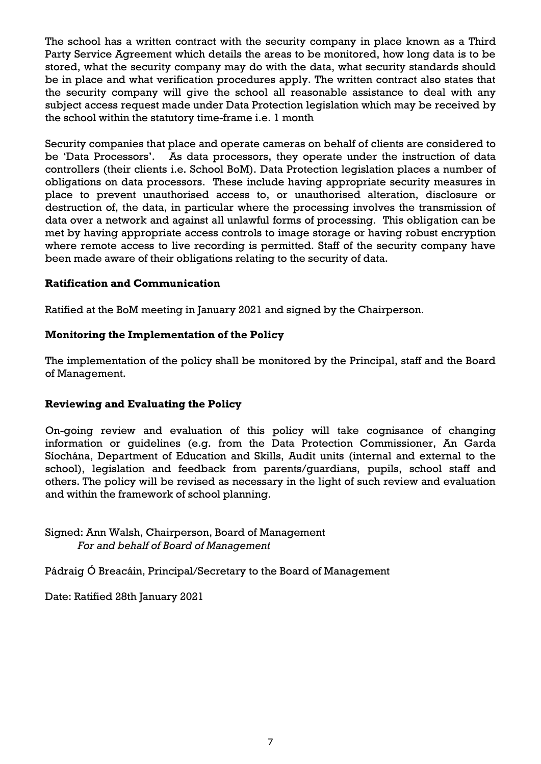The school has a written contract with the security company in place known as a Third Party Service Agreement which details the areas to be monitored, how long data is to be stored, what the security company may do with the data, what security standards should be in place and what verification procedures apply. The written contract also states that the security company will give the school all reasonable assistance to deal with any subject access request made under Data Protection legislation which may be received by the school within the statutory time-frame i.e. 1 month

Security companies that place and operate cameras on behalf of clients are considered to be 'Data Processors'. As data processors, they operate under the instruction of data controllers (their clients i.e. School BoM). Data Protection legislation places a number of obligations on data processors. These include having appropriate security measures in place to prevent unauthorised access to, or unauthorised alteration, disclosure or destruction of, the data, in particular where the processing involves the transmission of data over a network and against all unlawful forms of processing. This obligation can be met by having appropriate access controls to image storage or having robust encryption where remote access to live recording is permitted. Staff of the security company have been made aware of their obligations relating to the security of data.

**Ratification and Communication**

Ratified at the BoM meeting in January 2021 and signed by the Chairperson.

**Monitoring the Implementation of the Policy**

The implementation of the policy shall be monitored by the Principal, staff and the Board of Management.

**Reviewing and Evaluating the Policy**

On-going review and evaluation of this policy will take cognisance of changing information or guidelines (e.g. from the Data Protection Commissioner, An Garda Síochána, Department of Education and Skills, Audit units (internal and external to the school), legislation and feedback from parents/guardians, pupils, school staff and others. The policy will be revised as necessary in the light of such review and evaluation and within the framework of school planning.

Signed: Ann Walsh, Chairperson, Board of Management
*For and behalf of Board of Management*

Pádraig Ó Breacáin, Principal/Secretary to the Board of Management

Date: Ratified 28th January 2021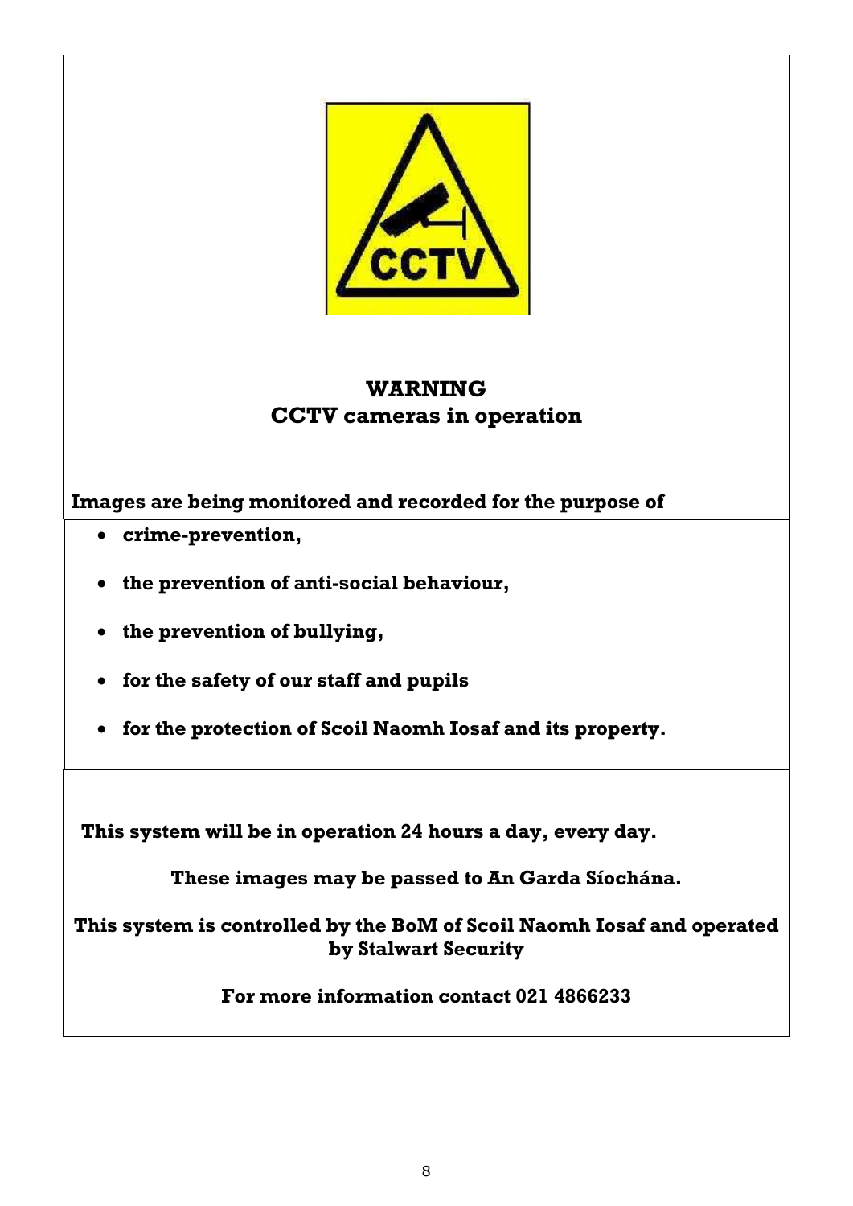## WARNING
## CCTV cameras in operation

**Images are being monitored and recorded for the purpose of**

- **crime-prevention,**
- **the prevention of anti-social behaviour,**
- **the prevention of bullying,**
- **for the safety of our staff and pupils**
- **for the protection of Scoil Naomh Iosaf and its property.**

**This system will be in operation 24 hours a day, every day.**

**These images may be passed to An Garda Síochána.**

**This system is controlled by the BoM of Scoil Naomh Iosaf and operated by Stalwart Security**

**For more information contact 021 4866233**